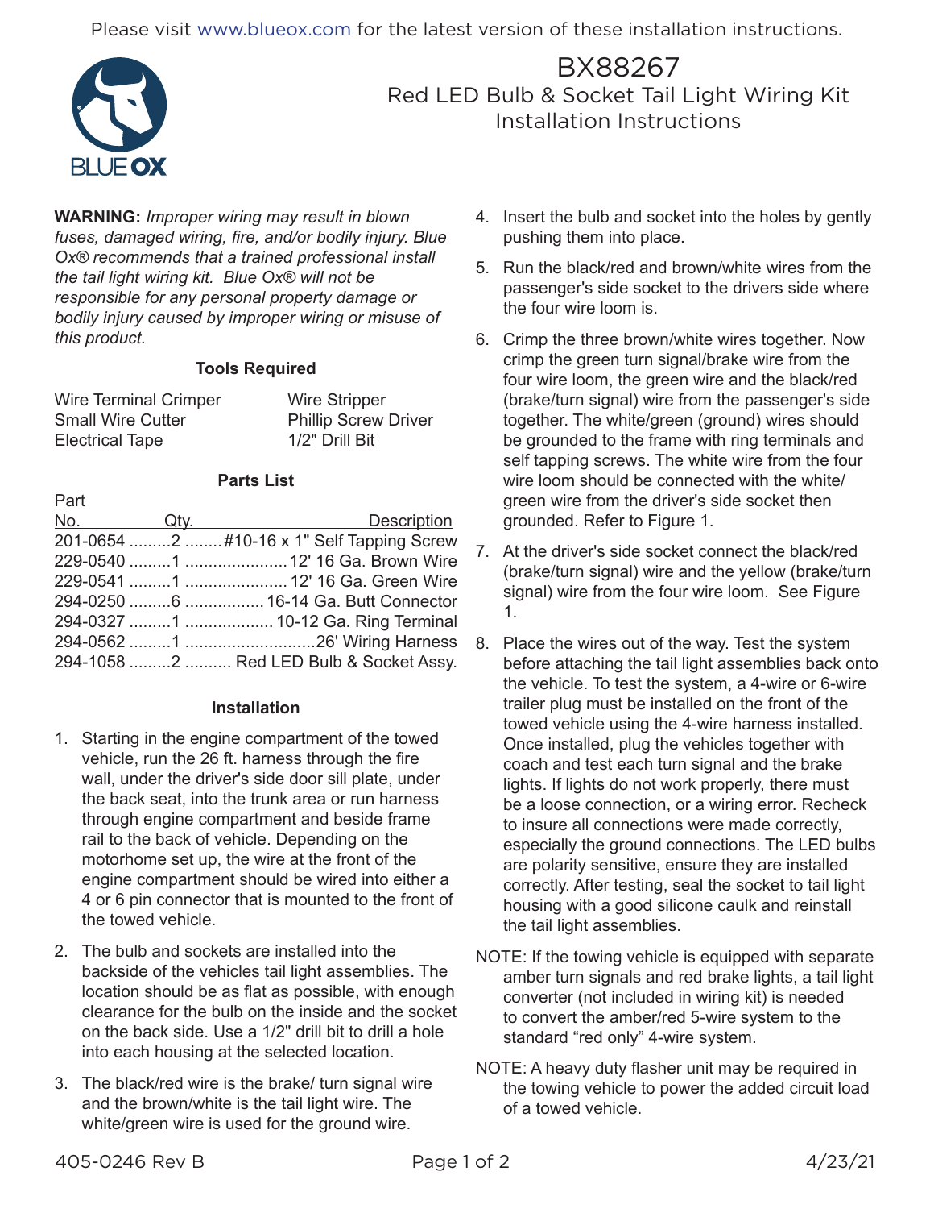Please visit www.blueox.com for the latest version of these installation instructions.

BLUE OX

# BX88267

## Red LED Bulb & Socket Tail Light Wiring Kit Installation Instructions

**WARNING:** *Improper wiring may result in blown fuses, damaged wiring, fire, and/or bodily injury. Blue Ox® recommends that a trained professional install the tail light wiring kit. Blue Ox® will not be responsible for any personal property damage or bodily injury caused by improper wiring or misuse of this product.*

### Tools Required

| | |
|---|---|
| Wire Terminal Crimper | Wire Stripper |
| Small Wire Cutter | Phillip Screw Driver |
| Electrical Tape | 1/2" Drill Bit |

### Parts List

| Part No. | Qty. | Description |
|---|---|---|
| 201-0654 | 2 | #10-16 x 1" Self Tapping Screw |
| 229-0540 | 1 | 12' 16 Ga. Brown Wire |
| 229-0541 | 1 | 12' 16 Ga. Green Wire |
| 294-0250 | 6 | 16-14 Ga. Butt Connector |
| 294-0327 | 1 | 10-12 Ga. Ring Terminal |
| 294-0562 | 1 | 26' Wiring Harness |
| 294-1058 | 2 | Red LED Bulb & Socket Assy. |

### Installation

1. Starting in the engine compartment of the towed vehicle, run the 26 ft. harness through the fire wall, under the driver's side door sill plate, under the back seat, into the trunk area or run harness through engine compartment and beside frame rail to the back of vehicle. Depending on the motorhome set up, the wire at the front of the engine compartment should be wired into either a 4 or 6 pin connector that is mounted to the front of the towed vehicle.
2. The bulb and sockets are installed into the backside of the vehicles tail light assemblies. The location should be as flat as possible, with enough clearance for the bulb on the inside and the socket on the back side. Use a 1/2" drill bit to drill a hole into each housing at the selected location.
3. The black/red wire is the brake/ turn signal wire and the brown/white is the tail light wire. The white/green wire is used for the ground wire.
4. Insert the bulb and socket into the holes by gently pushing them into place.
5. Run the black/red and brown/white wires from the passenger's side socket to the drivers side where the four wire loom is.
6. Crimp the three brown/white wires together. Now crimp the green turn signal/brake wire from the four wire loom, the green wire and the black/red (brake/turn signal) wire from the passenger's side together. The white/green (ground) wires should be grounded to the frame with ring terminals and self tapping screws. The white wire from the four wire loom should be connected with the white/ green wire from the driver's side socket then grounded. Refer to Figure 1.
7. At the driver's side socket connect the black/red (brake/turn signal) wire and the yellow (brake/turn signal) wire from the four wire loom. See Figure 1.
8. Place the wires out of the way. Test the system before attaching the tail light assemblies back onto the vehicle. To test the system, a 4-wire or 6-wire trailer plug must be installed on the front of the towed vehicle using the 4-wire harness installed. Once installed, plug the vehicles together with coach and test each turn signal and the brake lights. If lights do not work properly, there must be a loose connection, or a wiring error. Recheck to insure all connections were made correctly, especially the ground connections. The LED bulbs are polarity sensitive, ensure they are installed correctly. After testing, seal the socket to tail light housing with a good silicone caulk and reinstall the tail light assemblies.

NOTE: If the towing vehicle is equipped with separate amber turn signals and red brake lights, a tail light converter (not included in wiring kit) is needed to convert the amber/red 5-wire system to the standard “red only” 4-wire system.

NOTE: A heavy duty flasher unit may be required in the towing vehicle to power the added circuit load of a towed vehicle.

405-0246 Rev B 4/23/21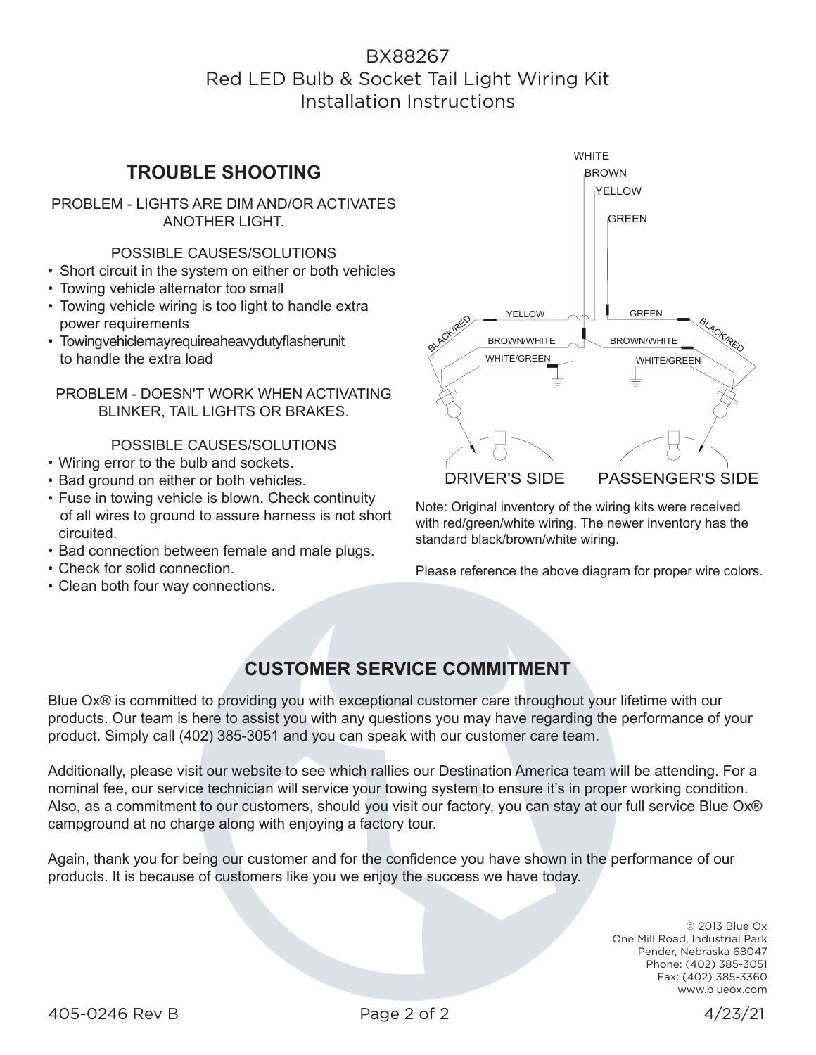# BX88267
# Red LED Bulb & Socket Tail Light Wiring Kit
# Installation Instructions

## TROUBLE SHOOTING

PROBLEM - LIGHTS ARE DIM AND/OR ACTIVATES ANOTHER LIGHT.

POSSIBLE CAUSES/SOLUTIONS

- Short circuit in the system on either or both vehicles
- Towing vehicle alternator too small
- Towing vehicle wiring is too light to handle extra power requirements
- Towingvehiclemayrequireaheavydutyflasherunit to handle the extra load

PROBLEM - DOESN'T WORK WHEN ACTIVATING BLINKER, TAIL LIGHTS OR BRAKES.

POSSIBLE CAUSES/SOLUTIONS

- Wiring error to the bulb and sockets.
- Bad ground on either or both vehicles.
- Fuse in towing vehicle is blown. Check continuity of all wires to ground to assure harness is not short circuited.
- Bad connection between female and male plugs.
- Check for solid connection.
- Clean both four way connections.

WHITE
BROWN
YELLOW
GREEN
YELLOW
GREEN
BLACK/RED
BLACK/RED
BROWN/WHITE
BROWN/WHITE
WHITE/GREEN
WHITE/GREEN
DRIVER'S SIDE
PASSENGER'S SIDE

Note: Original inventory of the wiring kits were received with red/green/white wiring. The newer inventory has the standard black/brown/white wiring.

Please reference the above diagram for proper wire colors.

## CUSTOMER SERVICE COMMITMENT

Blue Ox® is committed to providing you with exceptional customer care throughout your lifetime with our products. Our team is here to assist you with any questions you may have regarding the performance of your product. Simply call (402) 385-3051 and you can speak with our customer care team.

Additionally, please visit our website to see which rallies our Destination America team will be attending. For a nominal fee, our service technician will service your towing system to ensure it's in proper working condition. Also, as a commitment to our customers, should you visit our factory, you can stay at our full service Blue Ox® campground at no charge along with enjoying a factory tour.

Again, thank you for being our customer and for the confidence you have shown in the performance of our products. It is because of customers like you we enjoy the success we have today.

© 2013 Blue Ox
One Mill Road, Industrial Park
Pender, Nebraska 68047
Phone: (402) 385-3051
Fax: (402) 385-3360
www.blueox.com

405-0246 Rev B

4/23/21